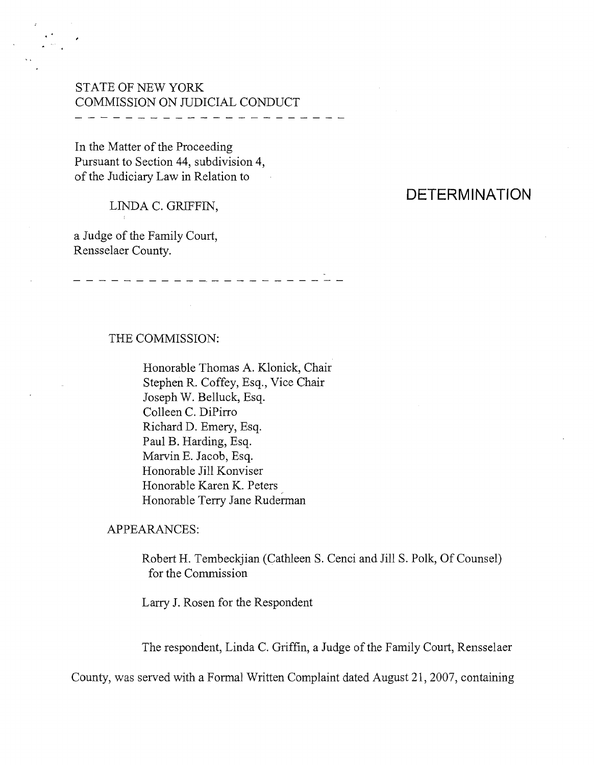STATE OF NEW YORK
COMMISSION ON JUDICIAL CONDUCT

---

In the Matter of the Proceeding
Pursuant to Section 44, subdivision 4,
of the Judiciary Law in Relation to

LINDA C. GRIFFIN,

a Judge of the Family Court,
Rensselaer County.

---

# DETERMINATION

THE COMMISSION:

Honorable Thomas A. Klonick, Chair
Stephen R. Coffey, Esq., Vice Chair
Joseph W. Belluck, Esq.
Colleen C. DiPirro
Richard D. Emery, Esq.
Paul B. Harding, Esq.
Marvin E. Jacob, Esq.
Honorable Jill Konviser
Honorable Karen K. Peters
Honorable Terry Jane Ruderman

APPEARANCES:

Robert H. Tembeckjian (Cathleen S. Cenci and Jill S. Polk, Of Counsel) for the Commission

Larry J. Rosen for the Respondent

The respondent, Linda C. Griffin, a Judge of the Family Court, Rensselaer County, was served with a Formal Written Complaint dated August 21, 2007, containing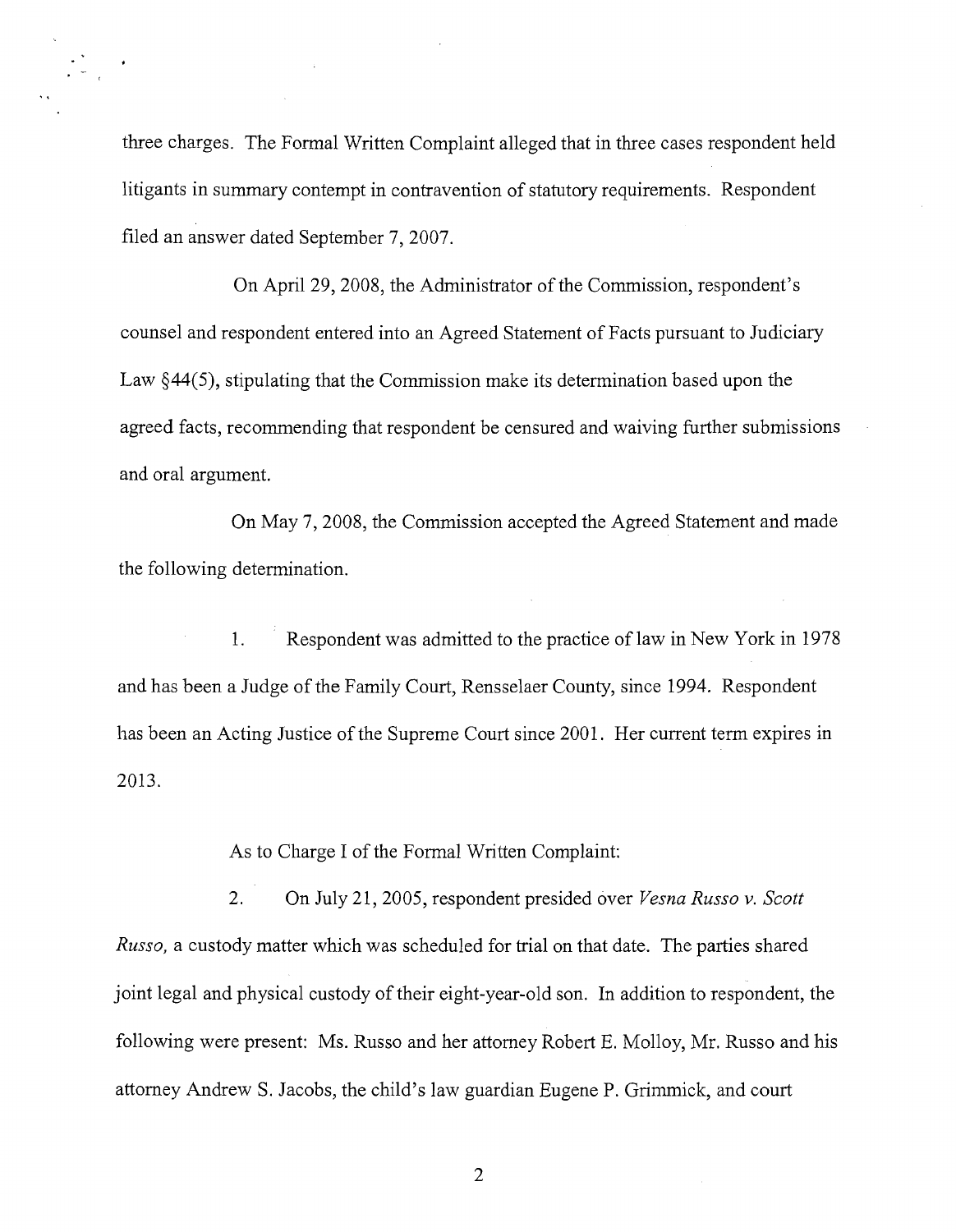three charges. The Formal Written Complaint alleged that in three cases respondent held litigants in summary contempt in contravention of statutory requirements. Respondent filed an answer dated September 7, 2007.

On April 29, 2008, the Administrator of the Commission, respondent's counsel and respondent entered into an Agreed Statement of Facts pursuant to Judiciary Law §44(5), stipulating that the Commission make its determination based upon the agreed facts, recommending that respondent be censured and waiving further submissions and oral argument.

On May 7, 2008, the Commission accepted the Agreed Statement and made the following determination.

1. Respondent was admitted to the practice of law in New York in 1978 and has been a Judge of the Family Court, Rensselaer County, since 1994. Respondent has been an Acting Justice of the Supreme Court since 2001. Her current term expires in 2013.

As to Charge I of the Formal Written Complaint:

2. On July 21, 2005, respondent presided over *Vesna Russo v. Scott Russo,* a custody matter which was scheduled for trial on that date. The parties shared joint legal and physical custody of their eight-year-old son. In addition to respondent, the following were present: Ms. Russo and her attorney Robert E. Molloy, Mr. Russo and his attorney Andrew S. Jacobs, the child's law guardian Eugene P. Grimmick, and court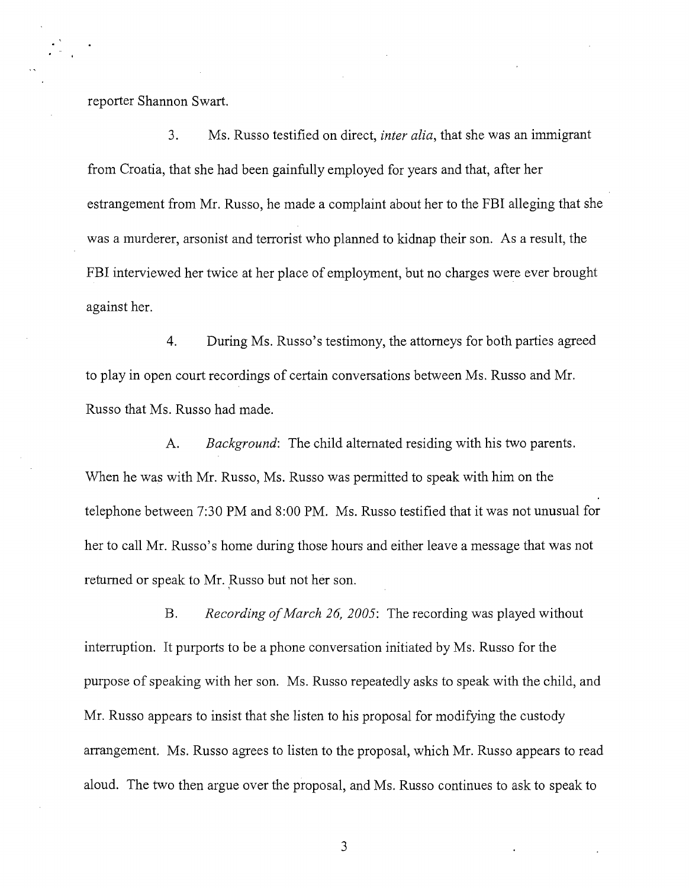reporter Shannon Swart.

3. Ms. Russo testified on direct, *inter alia*, that she was an immigrant from Croatia, that she had been gainfully employed for years and that, after her estrangement from Mr. Russo, he made a complaint about her to the FBI alleging that she was a murderer, arsonist and terrorist who planned to kidnap their son. As a result, the FBI interviewed her twice at her place of employment, but no charges were ever brought against her.

4. During Ms. Russo's testimony, the attorneys for both parties agreed to play in open court recordings of certain conversations between Ms. Russo and Mr. Russo that Ms. Russo had made.

A. *Background*: The child alternated residing with his two parents. When he was with Mr. Russo, Ms. Russo was permitted to speak with him on the telephone between 7:30 PM and 8:00 PM. Ms. Russo testified that it was not unusual for her to call Mr. Russo's home during those hours and either leave a message that was not returned or speak to Mr. Russo but not her son.

B. *Recording of March 26, 2005*: The recording was played without interruption. It purports to be a phone conversation initiated by Ms. Russo for the purpose of speaking with her son. Ms. Russo repeatedly asks to speak with the child, and Mr. Russo appears to insist that she listen to his proposal for modifying the custody arrangement. Ms. Russo agrees to listen to the proposal, which Mr. Russo appears to read aloud. The two then argue over the proposal, and Ms. Russo continues to ask to speak to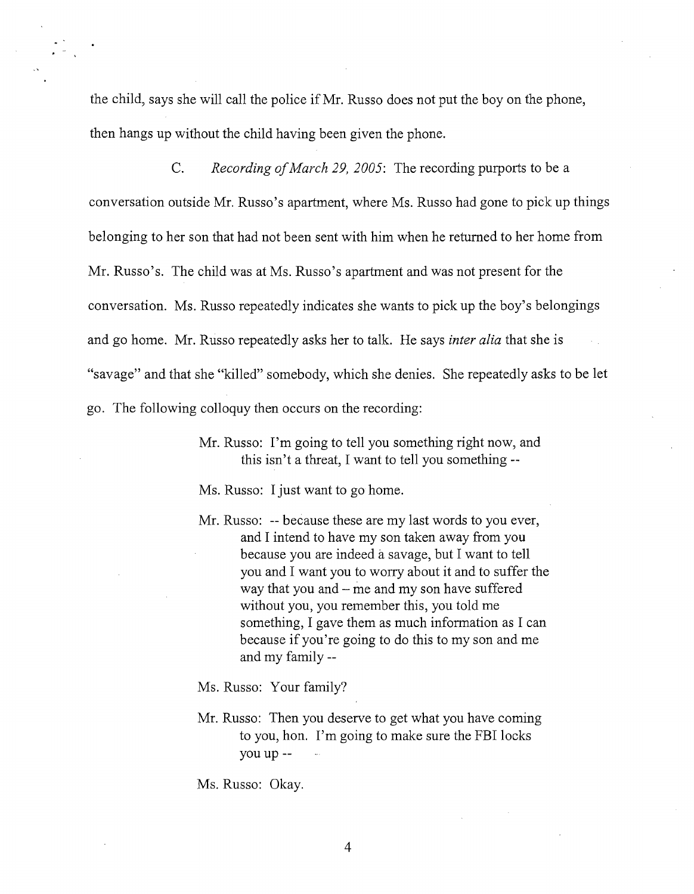the child, says she will call the police if Mr. Russo does not put the boy on the phone, then hangs up without the child having been given the phone.

C. *Recording of March 29, 2005*: The recording purports to be a conversation outside Mr. Russo's apartment, where Ms. Russo had gone to pick up things belonging to her son that had not been sent with him when he returned to her home from Mr. Russo's. The child was at Ms. Russo's apartment and was not present for the conversation. Ms. Russo repeatedly indicates she wants to pick up the boy's belongings and go home. Mr. Russo repeatedly asks her to talk. He says *inter alia* that she is "savage" and that she "killed" somebody, which she denies. She repeatedly asks to be let go. The following colloquy then occurs on the recording:

> Mr. Russo: I'm going to tell you something right now, and this isn't a threat, I want to tell you something --
>
> Ms. Russo: I just want to go home.
>
> Mr. Russo: -- because these are my last words to you ever, and I intend to have my son taken away from you because you are indeed a savage, but I want to tell you and I want you to worry about it and to suffer the way that you and – me and my son have suffered without you, you remember this, you told me something, I gave them as much information as I can because if you're going to do this to my son and me and my family --
>
> Ms. Russo: Your family?
>
> Mr. Russo: Then you deserve to get what you have coming to you, hon. I'm going to make sure the FBI locks you up --
>
> Ms. Russo: Okay.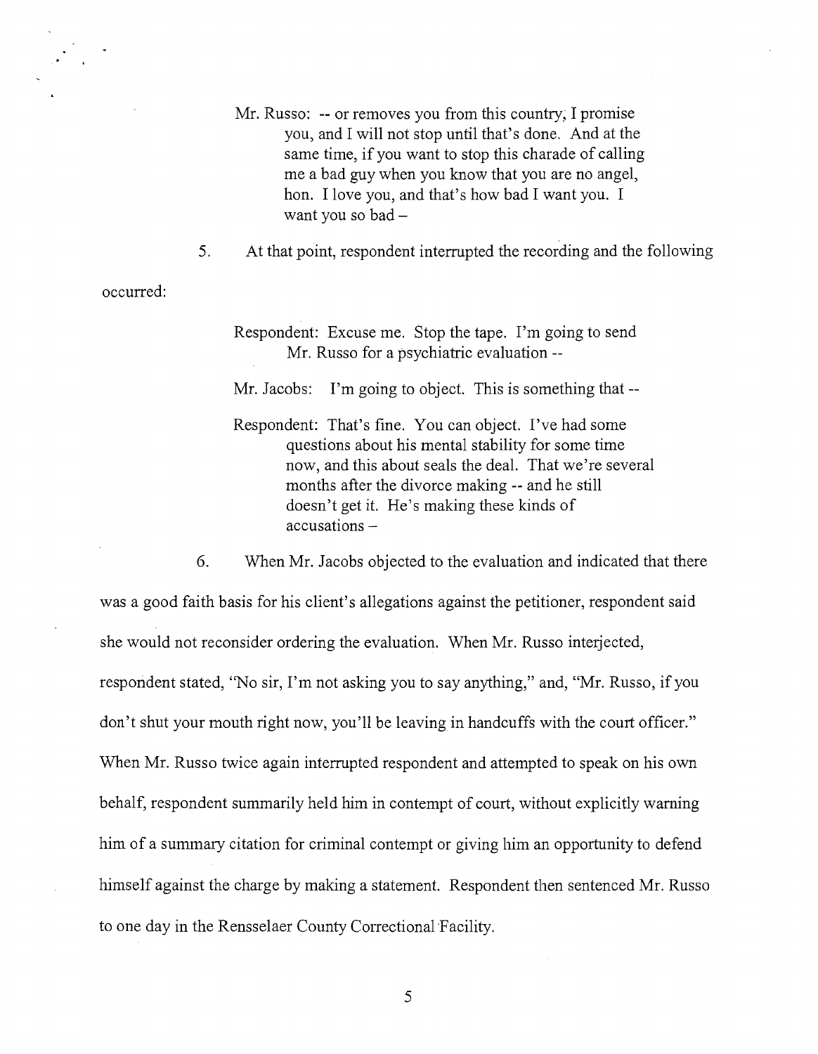> Mr. Russo: -- or removes you from this country, I promise you, and I will not stop until that's done. And at the same time, if you want to stop this charade of calling me a bad guy when you know that you are no angel, hon. I love you, and that's how bad I want you. I want you so bad –

5. At that point, respondent interrupted the recording and the following occurred:

> Respondent: Excuse me. Stop the tape. I'm going to send Mr. Russo for a psychiatric evaluation --
>
> Mr. Jacobs: I'm going to object. This is something that --
>
> Respondent: That's fine. You can object. I've had some questions about his mental stability for some time now, and this about seals the deal. That we're several months after the divorce making -- and he still doesn't get it. He's making these kinds of accusations –

6. When Mr. Jacobs objected to the evaluation and indicated that there was a good faith basis for his client's allegations against the petitioner, respondent said she would not reconsider ordering the evaluation. When Mr. Russo interjected, respondent stated, "No sir, I'm not asking you to say anything," and, "Mr. Russo, if you don't shut your mouth right now, you'll be leaving in handcuffs with the court officer." When Mr. Russo twice again interrupted respondent and attempted to speak on his own behalf, respondent summarily held him in contempt of court, without explicitly warning him of a summary citation for criminal contempt or giving him an opportunity to defend himself against the charge by making a statement. Respondent then sentenced Mr. Russo to one day in the Rensselaer County Correctional Facility.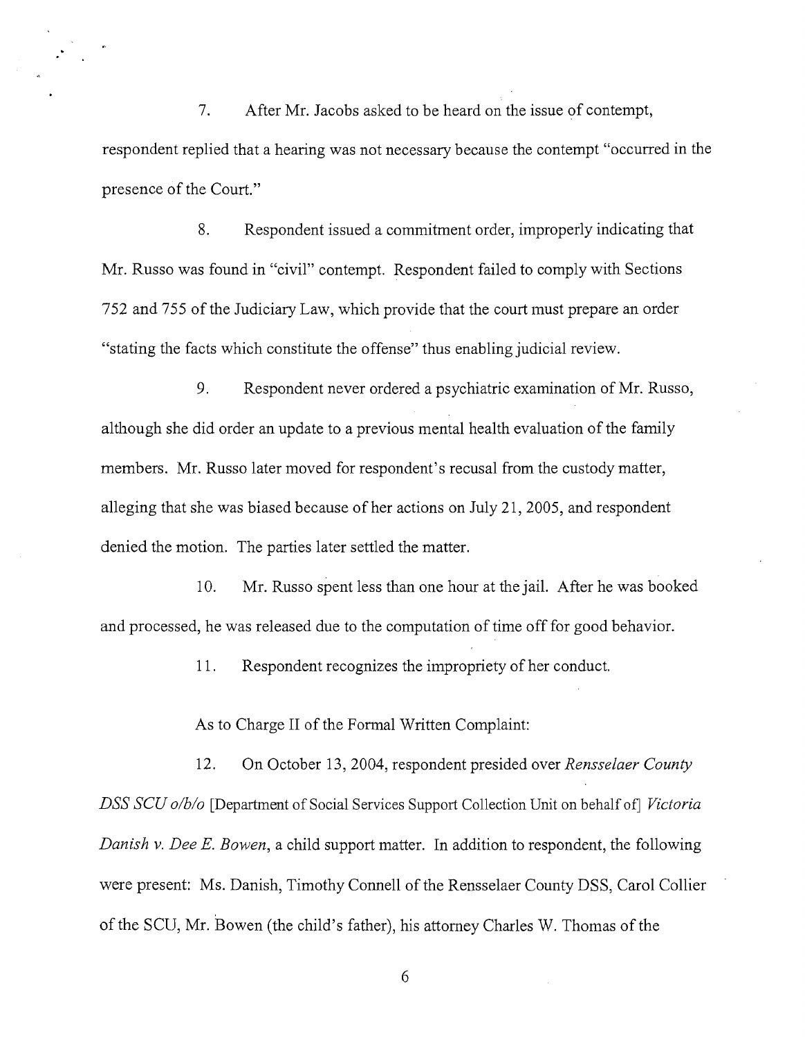7. After Mr. Jacobs asked to be heard on the issue of contempt, respondent replied that a hearing was not necessary because the contempt "occurred in the presence of the Court."

8. Respondent issued a commitment order, improperly indicating that Mr. Russo was found in "civil" contempt. Respondent failed to comply with Sections 752 and 755 of the Judiciary Law, which provide that the court must prepare an order "stating the facts which constitute the offense" thus enabling judicial review.

9. Respondent never ordered a psychiatric examination of Mr. Russo, although she did order an update to a previous mental health evaluation of the family members. Mr. Russo later moved for respondent's recusal from the custody matter, alleging that she was biased because of her actions on July 21, 2005, and respondent denied the motion. The parties later settled the matter.

10. Mr. Russo spent less than one hour at the jail. After he was booked and processed, he was released due to the computation of time off for good behavior.

11. Respondent recognizes the impropriety of her conduct.

As to Charge II of the Formal Written Complaint:

12. On October 13, 2004, respondent presided over *Rensselaer County DSS SCU o/b/o* [Department of Social Services Support Collection Unit on behalf of] *Victoria Danish v. Dee E. Bowen*, a child support matter. In addition to respondent, the following were present: Ms. Danish, Timothy Connell of the Rensselaer County DSS, Carol Collier of the SCU, Mr. Bowen (the child's father), his attorney Charles W. Thomas of the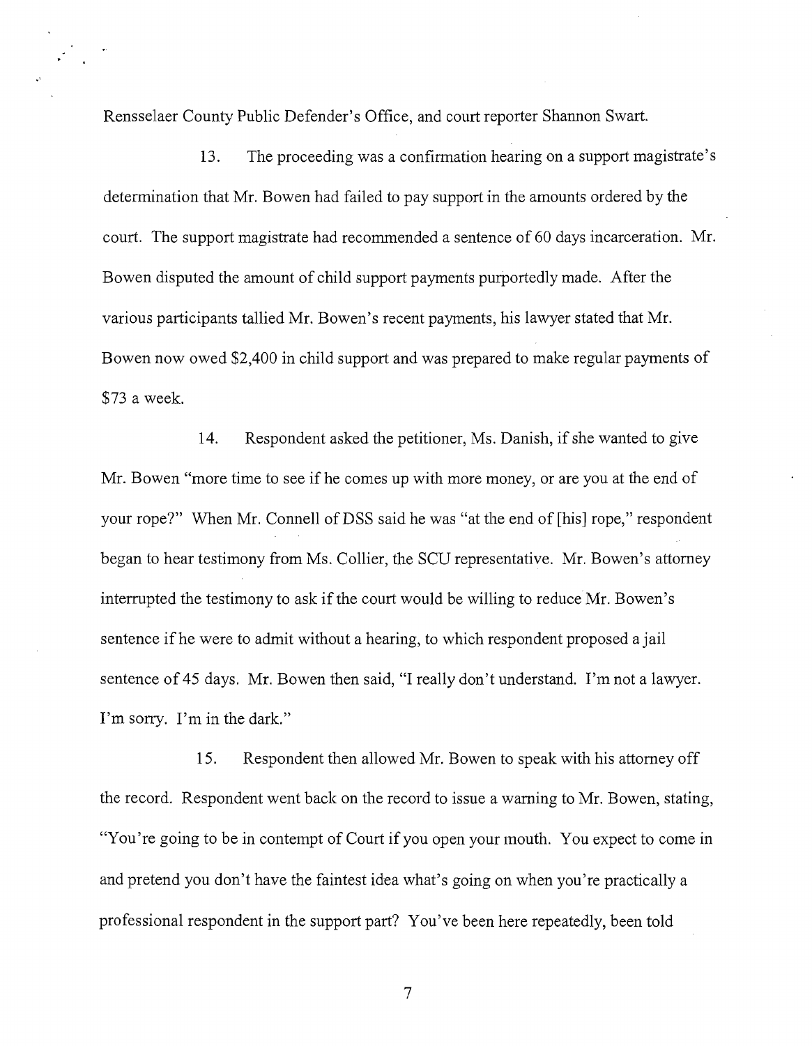Rensselaer County Public Defender's Office, and court reporter Shannon Swart.

13. The proceeding was a confirmation hearing on a support magistrate's determination that Mr. Bowen had failed to pay support in the amounts ordered by the court. The support magistrate had recommended a sentence of 60 days incarceration. Mr. Bowen disputed the amount of child support payments purportedly made. After the various participants tallied Mr. Bowen's recent payments, his lawyer stated that Mr. Bowen now owed $2,400 in child support and was prepared to make regular payments of $73 a week.

14. Respondent asked the petitioner, Ms. Danish, if she wanted to give Mr. Bowen "more time to see if he comes up with more money, or are you at the end of your rope?" When Mr. Connell of DSS said he was "at the end of [his] rope," respondent began to hear testimony from Ms. Collier, the SCU representative. Mr. Bowen's attorney interrupted the testimony to ask if the court would be willing to reduce Mr. Bowen's sentence if he were to admit without a hearing, to which respondent proposed a jail sentence of 45 days. Mr. Bowen then said, "I really don't understand. I'm not a lawyer. I'm sorry. I'm in the dark."

15. Respondent then allowed Mr. Bowen to speak with his attorney off the record. Respondent went back on the record to issue a warning to Mr. Bowen, stating, "You're going to be in contempt of Court if you open your mouth. You expect to come in and pretend you don't have the faintest idea what's going on when you're practically a professional respondent in the support part? You've been here repeatedly, been told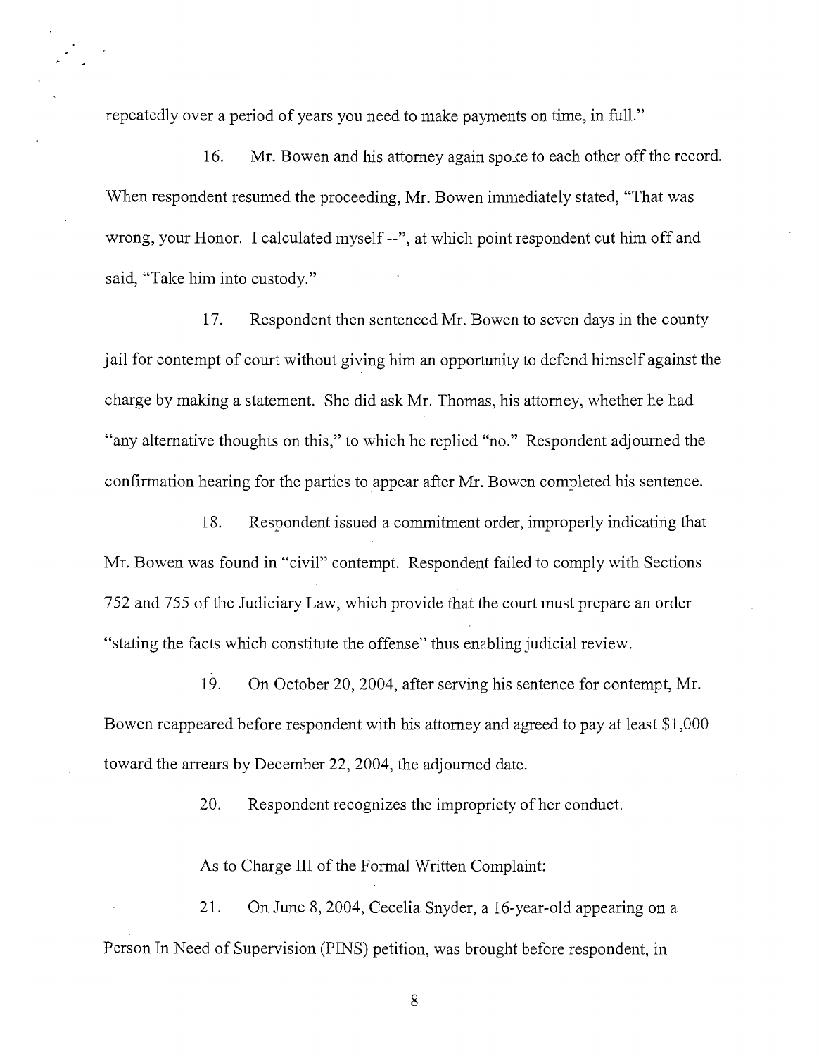repeatedly over a period of years you need to make payments on time, in full."

16. Mr. Bowen and his attorney again spoke to each other off the record. When respondent resumed the proceeding, Mr. Bowen immediately stated, "That was wrong, your Honor. I calculated myself --", at which point respondent cut him off and said, "Take him into custody."

17. Respondent then sentenced Mr. Bowen to seven days in the county jail for contempt of court without giving him an opportunity to defend himself against the charge by making a statement. She did ask Mr. Thomas, his attorney, whether he had "any alternative thoughts on this," to which he replied "no." Respondent adjourned the confirmation hearing for the parties to appear after Mr. Bowen completed his sentence.

18. Respondent issued a commitment order, improperly indicating that Mr. Bowen was found in "civil" contempt. Respondent failed to comply with Sections 752 and 755 of the Judiciary Law, which provide that the court must prepare an order "stating the facts which constitute the offense" thus enabling judicial review.

19. On October 20, 2004, after serving his sentence for contempt, Mr. Bowen reappeared before respondent with his attorney and agreed to pay at least $1,000 toward the arrears by December 22, 2004, the adjourned date.

20. Respondent recognizes the impropriety of her conduct.

As to Charge III of the Formal Written Complaint:

21. On June 8, 2004, Cecelia Snyder, a 16-year-old appearing on a Person In Need of Supervision (PINS) petition, was brought before respondent, in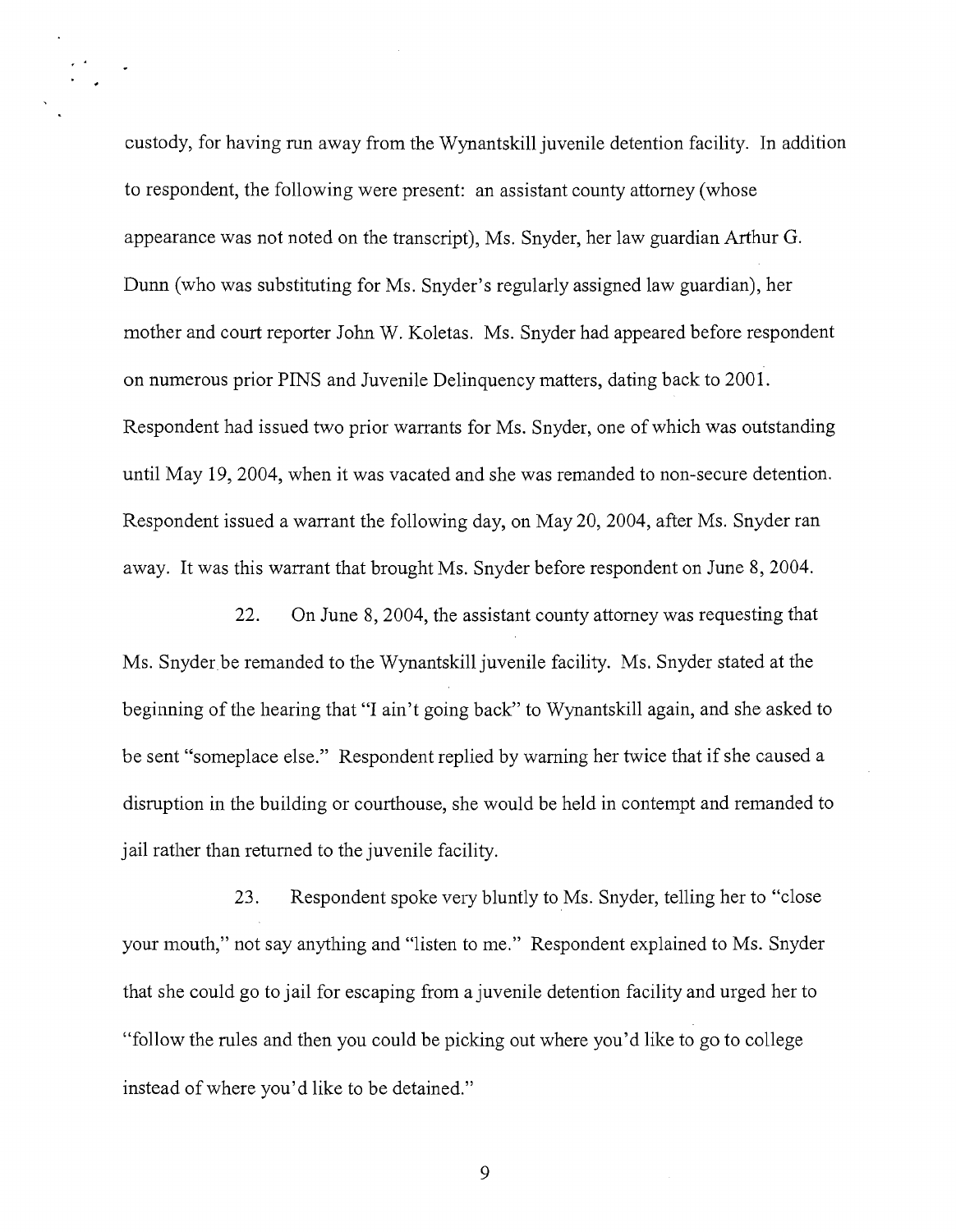custody, for having run away from the Wynantskill juvenile detention facility. In addition to respondent, the following were present: an assistant county attorney (whose appearance was not noted on the transcript), Ms. Snyder, her law guardian Arthur G. Dunn (who was substituting for Ms. Snyder's regularly assigned law guardian), her mother and court reporter John W. Koletas. Ms. Snyder had appeared before respondent on numerous prior PINS and Juvenile Delinquency matters, dating back to 2001. Respondent had issued two prior warrants for Ms. Snyder, one of which was outstanding until May 19, 2004, when it was vacated and she was remanded to non-secure detention. Respondent issued a warrant the following day, on May 20, 2004, after Ms. Snyder ran away. It was this warrant that brought Ms. Snyder before respondent on June 8, 2004.

22. On June 8, 2004, the assistant county attorney was requesting that Ms. Snyder be remanded to the Wynantskill juvenile facility. Ms. Snyder stated at the beginning of the hearing that "I ain't going back" to Wynantskill again, and she asked to be sent "someplace else." Respondent replied by warning her twice that if she caused a disruption in the building or courthouse, she would be held in contempt and remanded to jail rather than returned to the juvenile facility.

23. Respondent spoke very bluntly to Ms. Snyder, telling her to "close your mouth," not say anything and "listen to me." Respondent explained to Ms. Snyder that she could go to jail for escaping from a juvenile detention facility and urged her to "follow the rules and then you could be picking out where you'd like to go to college instead of where you'd like to be detained."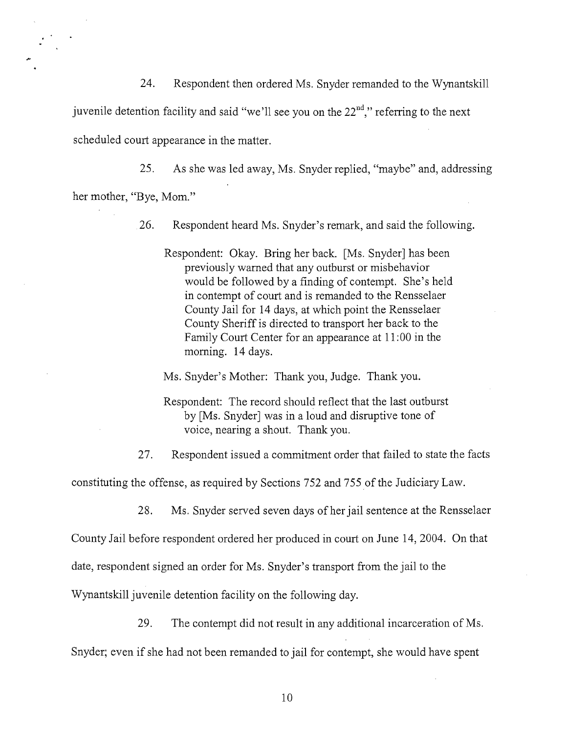24. Respondent then ordered Ms. Snyder remanded to the Wynantskill juvenile detention facility and said "we'll see you on the 22nd," referring to the next scheduled court appearance in the matter.

25. As she was led away, Ms. Snyder replied, "maybe" and, addressing her mother, "Bye, Mom."

26. Respondent heard Ms. Snyder's remark, and said the following.

> Respondent: Okay. Bring her back. [Ms. Snyder] has been previously warned that any outburst or misbehavior would be followed by a finding of contempt. She's held in contempt of court and is remanded to the Rensselaer County Jail for 14 days, at which point the Rensselaer County Sheriff is directed to transport her back to the Family Court Center for an appearance at 11:00 in the morning. 14 days.
>
> Ms. Snyder's Mother: Thank you, Judge. Thank you.
>
> Respondent: The record should reflect that the last outburst by [Ms. Snyder] was in a loud and disruptive tone of voice, nearing a shout. Thank you.

27. Respondent issued a commitment order that failed to state the facts constituting the offense, as required by Sections 752 and 755 of the Judiciary Law.

28. Ms. Snyder served seven days of her jail sentence at the Rensselaer County Jail before respondent ordered her produced in court on June 14, 2004. On that date, respondent signed an order for Ms. Snyder's transport from the jail to the Wynantskill juvenile detention facility on the following day.

29. The contempt did not result in any additional incarceration of Ms. Snyder; even if she had not been remanded to jail for contempt, she would have spent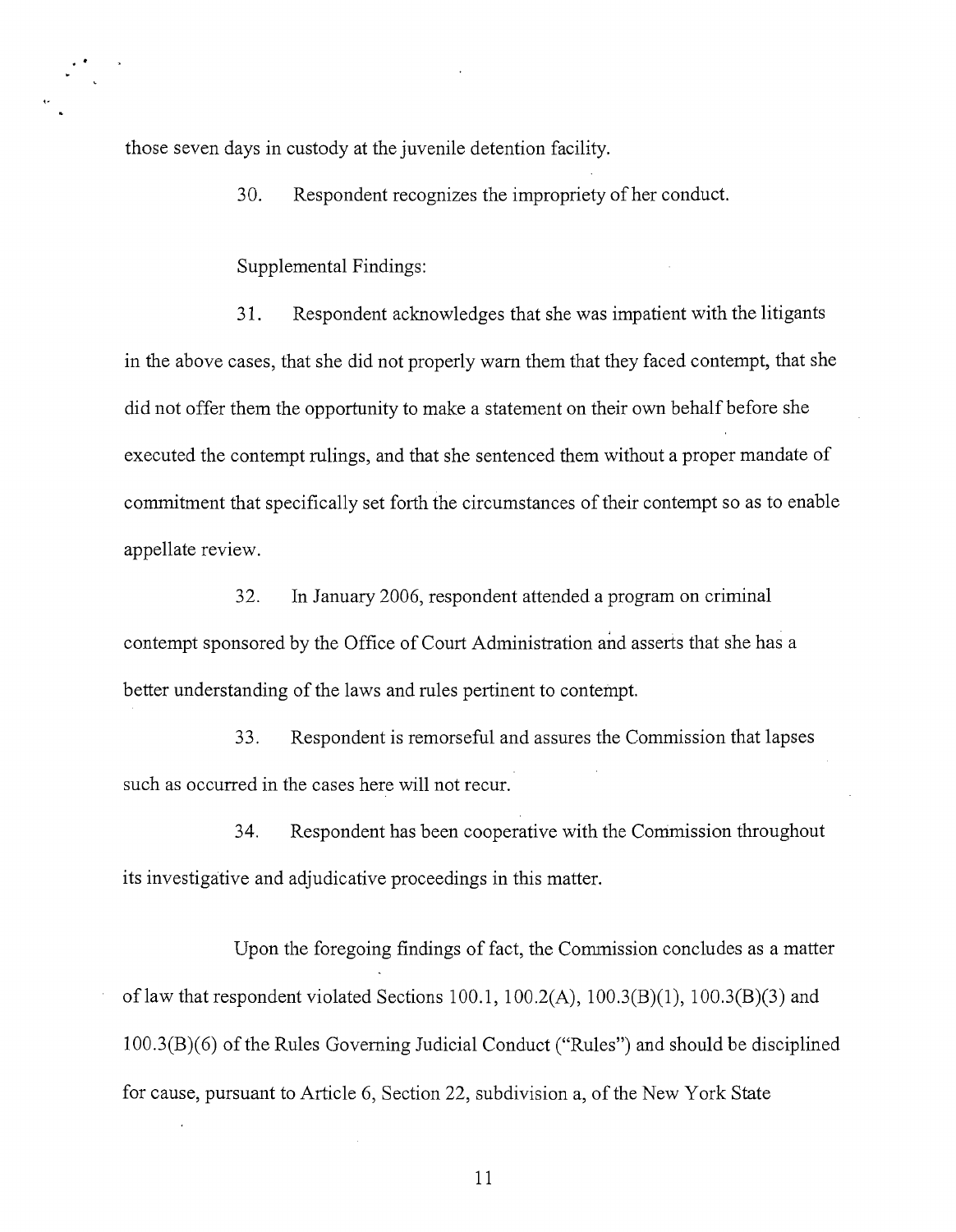those seven days in custody at the juvenile detention facility.

30. Respondent recognizes the impropriety of her conduct.

Supplemental Findings:

31. Respondent acknowledges that she was impatient with the litigants in the above cases, that she did not properly warn them that they faced contempt, that she did not offer them the opportunity to make a statement on their own behalf before she executed the contempt rulings, and that she sentenced them without a proper mandate of commitment that specifically set forth the circumstances of their contempt so as to enable appellate review.

32. In January 2006, respondent attended a program on criminal contempt sponsored by the Office of Court Administration and asserts that she has a better understanding of the laws and rules pertinent to contempt.

33. Respondent is remorseful and assures the Commission that lapses such as occurred in the cases here will not recur.

34. Respondent has been cooperative with the Commission throughout its investigative and adjudicative proceedings in this matter.

Upon the foregoing findings of fact, the Commission concludes as a matter of law that respondent violated Sections 100.1, 100.2(A), 100.3(B)(1), 100.3(B)(3) and 100.3(B)(6) of the Rules Governing Judicial Conduct ("Rules") and should be disciplined for cause, pursuant to Article 6, Section 22, subdivision a, of the New York State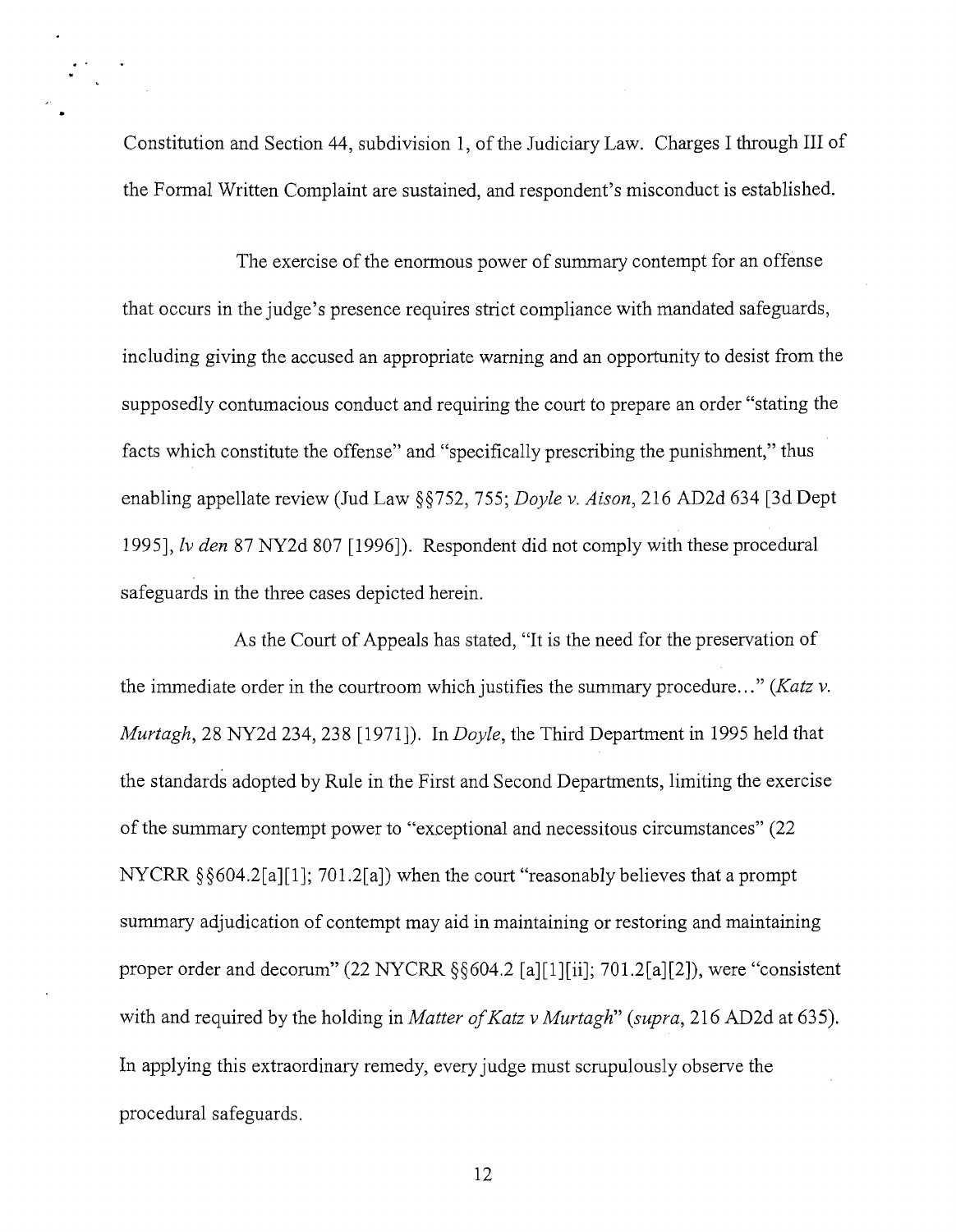Constitution and Section 44, subdivision 1, of the Judiciary Law. Charges I through III of the Formal Written Complaint are sustained, and respondent's misconduct is established.

The exercise of the enormous power of summary contempt for an offense that occurs in the judge's presence requires strict compliance with mandated safeguards, including giving the accused an appropriate warning and an opportunity to desist from the supposedly contumacious conduct and requiring the court to prepare an order "stating the facts which constitute the offense" and "specifically prescribing the punishment," thus enabling appellate review (Jud Law §§752, 755; *Doyle v. Aison*, 216 AD2d 634 [3d Dept 1995], *lv den* 87 NY2d 807 [1996]). Respondent did not comply with these procedural safeguards in the three cases depicted herein.

As the Court of Appeals has stated, "It is the need for the preservation of the immediate order in the courtroom which justifies the summary procedure..." (*Katz v. Murtagh*, 28 NY2d 234, 238 [1971]). In *Doyle*, the Third Department in 1995 held that the standards adopted by Rule in the First and Second Departments, limiting the exercise of the summary contempt power to "exceptional and necessitous circumstances" (22 NYCRR §§604.2[a][1]; 701.2[a]) when the court "reasonably believes that a prompt summary adjudication of contempt may aid in maintaining or restoring and maintaining proper order and decorum" (22 NYCRR §§604.2 [a][1][ii]; 701.2[a][2]), were "consistent with and required by the holding in *Matter of Katz v Murtagh*" (*supra*, 216 AD2d at 635). In applying this extraordinary remedy, every judge must scrupulously observe the procedural safeguards.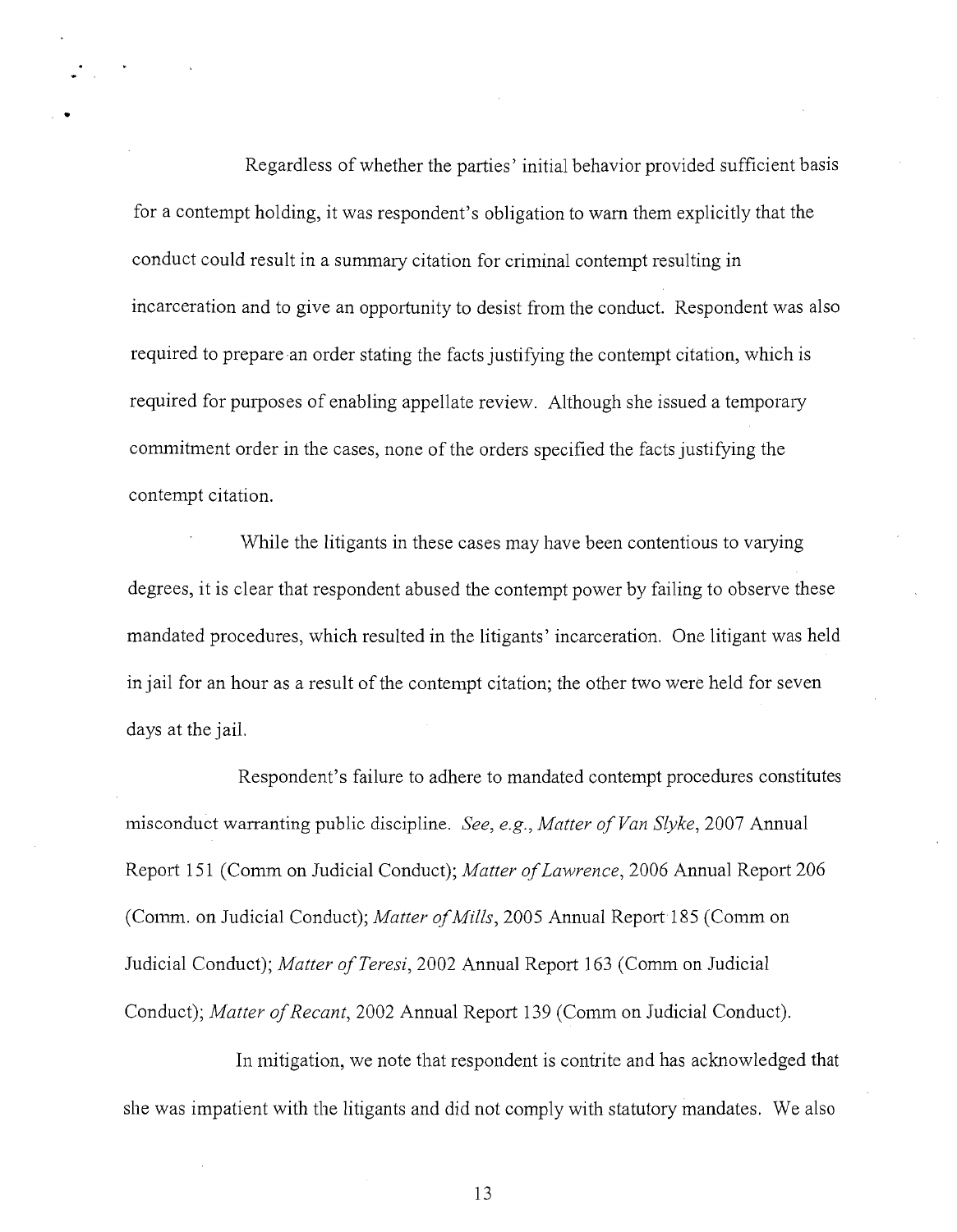Regardless of whether the parties' initial behavior provided sufficient basis for a contempt holding, it was respondent's obligation to warn them explicitly that the conduct could result in a summary citation for criminal contempt resulting in incarceration and to give an opportunity to desist from the conduct. Respondent was also required to prepare an order stating the facts justifying the contempt citation, which is required for purposes of enabling appellate review. Although she issued a temporary commitment order in the cases, none of the orders specified the facts justifying the contempt citation.

While the litigants in these cases may have been contentious to varying degrees, it is clear that respondent abused the contempt power by failing to observe these mandated procedures, which resulted in the litigants' incarceration. One litigant was held in jail for an hour as a result of the contempt citation; the other two were held for seven days at the jail.

Respondent's failure to adhere to mandated contempt procedures constitutes misconduct warranting public discipline. *See, e.g., Matter of Van Slyke*, 2007 Annual Report 151 (Comm on Judicial Conduct); *Matter of Lawrence*, 2006 Annual Report 206 (Comm. on Judicial Conduct); *Matter of Mills*, 2005 Annual Report 185 (Comm on Judicial Conduct); *Matter of Teresi*, 2002 Annual Report 163 (Comm on Judicial Conduct); *Matter of Recant*, 2002 Annual Report 139 (Comm on Judicial Conduct).

In mitigation, we note that respondent is contrite and has acknowledged that she was impatient with the litigants and did not comply with statutory mandates. We also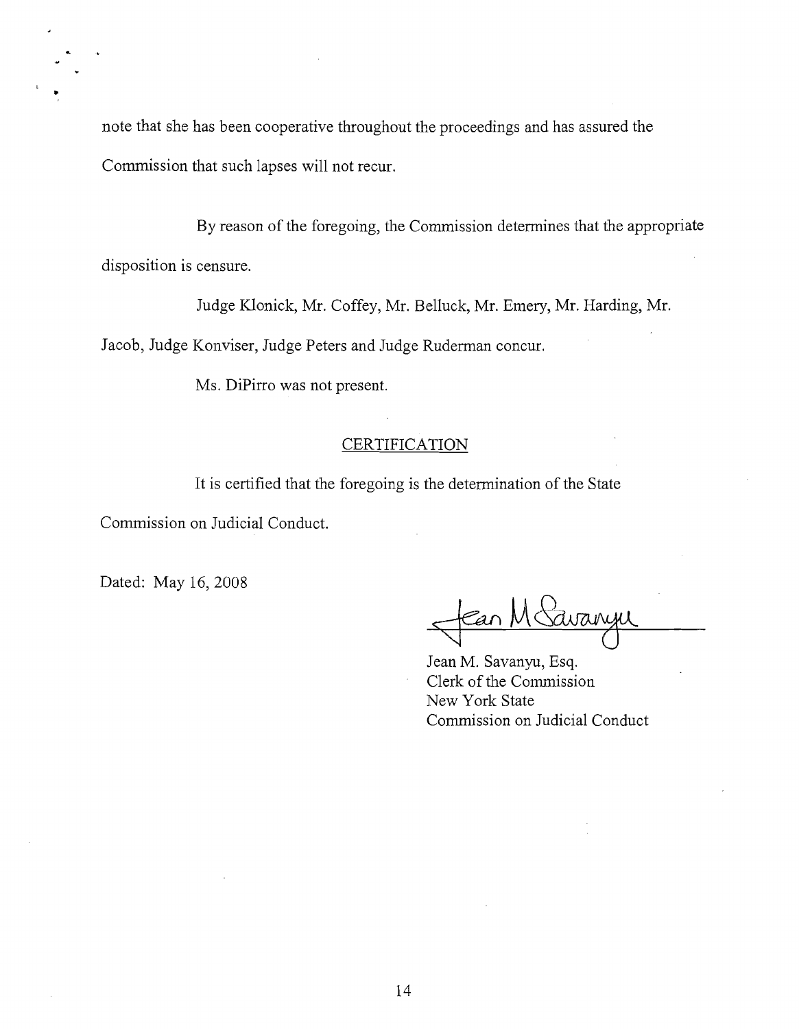note that she has been cooperative throughout the proceedings and has assured the Commission that such lapses will not recur.

By reason of the foregoing, the Commission determines that the appropriate disposition is censure.

Judge Klonick, Mr. Coffey, Mr. Belluck, Mr. Emery, Mr. Harding, Mr. Jacob, Judge Konviser, Judge Peters and Judge Ruderman concur.

Ms. DiPirro was not present.

## CERTIFICATION

It is certified that the foregoing is the determination of the State Commission on Judicial Conduct.

Dated: May 16, 2008

Jean M. Savanyu, Esq.
Clerk of the Commission
New York State
Commission on Judicial Conduct